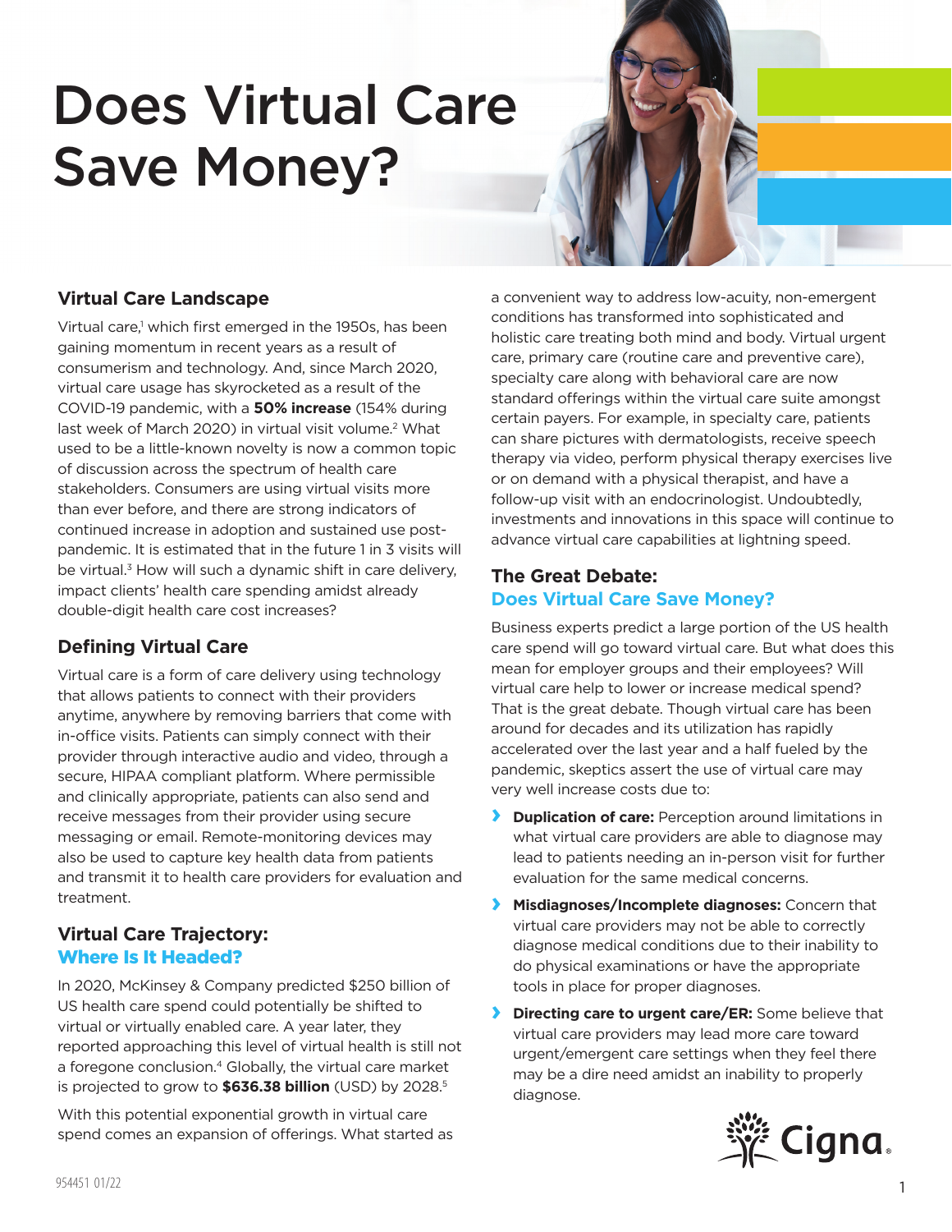# Does Virtual Care Save Money?

## Virtual Care Landscape

Virtual care,[1] which first emerged in the 1950s, has been gaining momentum in recent years as a result of consumerism and technology. And, since March 2020, virtual care usage has skyrocketed as a result of the COVID-19 pandemic, with a **50% increase** (154% during last week of March 2020) in virtual visit volume.[2] What used to be a little-known novelty is now a common topic of discussion across the spectrum of health care stakeholders. Consumers are using virtual visits more than ever before, and there are strong indicators of continued increase in adoption and sustained use post-pandemic. It is estimated that in the future 1 in 3 visits will be virtual.[3] How will such a dynamic shift in care delivery, impact clients' health care spending amidst already double-digit health care cost increases?

## Defining Virtual Care

Virtual care is a form of care delivery using technology that allows patients to connect with their providers anytime, anywhere by removing barriers that come with in-office visits. Patients can simply connect with their provider through interactive audio and video, through a secure, HIPAA compliant platform. Where permissible and clinically appropriate, patients can also send and receive messages from their provider using secure messaging or email. Remote-monitoring devices may also be used to capture key health data from patients and transmit it to health care providers for evaluation and treatment.

## Virtual Care Trajectory: Where Is It Headed?

In 2020, McKinsey & Company predicted $250 billion of US health care spend could potentially be shifted to virtual or virtually enabled care. A year later, they reported approaching this level of virtual health is still not a foregone conclusion.[4] Globally, the virtual care market is projected to grow to **$636.38 billion** (USD) by 2028.[5]

With this potential exponential growth in virtual care spend comes an expansion of offerings. What started as a convenient way to address low-acuity, non-emergent conditions has transformed into sophisticated and holistic care treating both mind and body. Virtual urgent care, primary care (routine care and preventive care), specialty care along with behavioral care are now standard offerings within the virtual care suite amongst certain payers. For example, in specialty care, patients can share pictures with dermatologists, receive speech therapy via video, perform physical therapy exercises live or on demand with a physical therapist, and have a follow-up visit with an endocrinologist. Undoubtedly, investments and innovations in this space will continue to advance virtual care capabilities at lightning speed.

## The Great Debate: Does Virtual Care Save Money?

Business experts predict a large portion of the US health care spend will go toward virtual care. But what does this mean for employer groups and their employees? Will virtual care help to lower or increase medical spend? That is the great debate. Though virtual care has been around for decades and its utilization has rapidly accelerated over the last year and a half fueled by the pandemic, skeptics assert the use of virtual care may very well increase costs due to:

- **Duplication of care:** Perception around limitations in what virtual care providers are able to diagnose may lead to patients needing an in-person visit for further evaluation for the same medical concerns.
- **Misdiagnoses/Incomplete diagnoses:** Concern that virtual care providers may not be able to correctly diagnose medical conditions due to their inability to do physical examinations or have the appropriate tools in place for proper diagnoses.
- **Directing care to urgent care/ER:** Some believe that virtual care providers may lead more care toward urgent/emergent care settings when they feel there may be a dire need amidst an inability to properly diagnose.

Cigna.

954451 01/22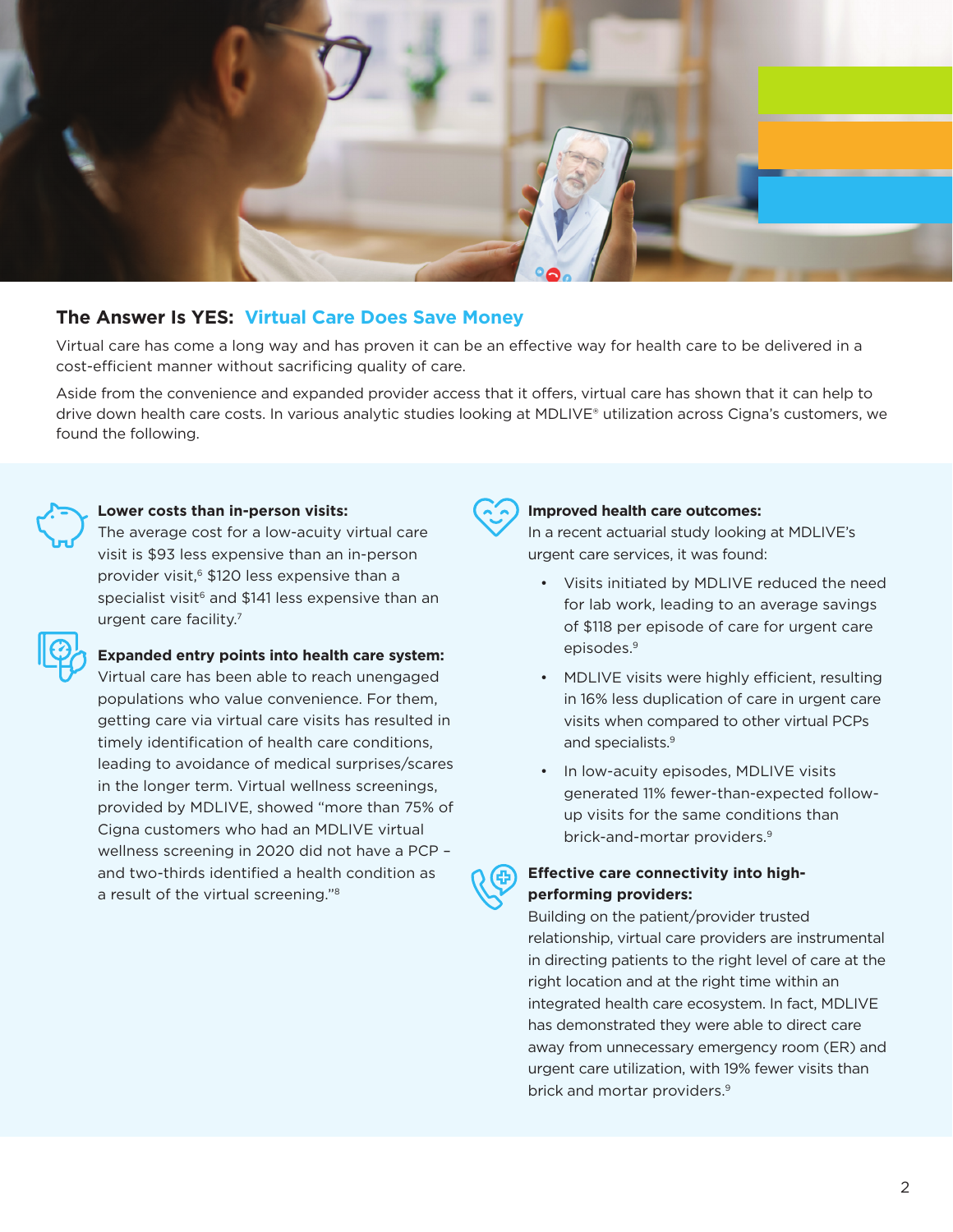## The Answer Is YES: Virtual Care Does Save Money

Virtual care has come a long way and has proven it can be an effective way for health care to be delivered in a cost-efficient manner without sacrificing quality of care.

Aside from the convenience and expanded provider access that it offers, virtual care has shown that it can help to drive down health care costs. In various analytic studies looking at MDLIVE® utilization across Cigna's customers, we found the following.

**Lower costs than in-person visits:**
The average cost for a low-acuity virtual care visit is $93 less expensive than an in-person provider visit,[6] $120 less expensive than a specialist visit[6] and $141 less expensive than an urgent care facility.[7]

**Expanded entry points into health care system:**
Virtual care has been able to reach unengaged populations who value convenience. For them, getting care via virtual care visits has resulted in timely identification of health care conditions, leading to avoidance of medical surprises/scares in the longer term. Virtual wellness screenings, provided by MDLIVE, showed "more than 75% of Cigna customers who had an MDLIVE virtual wellness screening in 2020 did not have a PCP – and two-thirds identified a health condition as a result of the virtual screening."[8]

**Improved health care outcomes:**
In a recent actuarial study looking at MDLIVE's urgent care services, it was found:

- Visits initiated by MDLIVE reduced the need for lab work, leading to an average savings of $118 per episode of care for urgent care episodes.[9]
- MDLIVE visits were highly efficient, resulting in 16% less duplication of care in urgent care visits when compared to other virtual PCPs and specialists.[9]
- In low-acuity episodes, MDLIVE visits generated 11% fewer-than-expected follow-up visits for the same conditions than brick-and-mortar providers.[9]

**Effective care connectivity into high-performing providers:**
Building on the patient/provider trusted relationship, virtual care providers are instrumental in directing patients to the right level of care at the right location and at the right time within an integrated health care ecosystem. In fact, MDLIVE has demonstrated they were able to direct care away from unnecessary emergency room (ER) and urgent care utilization, with 19% fewer visits than brick and mortar providers.[9]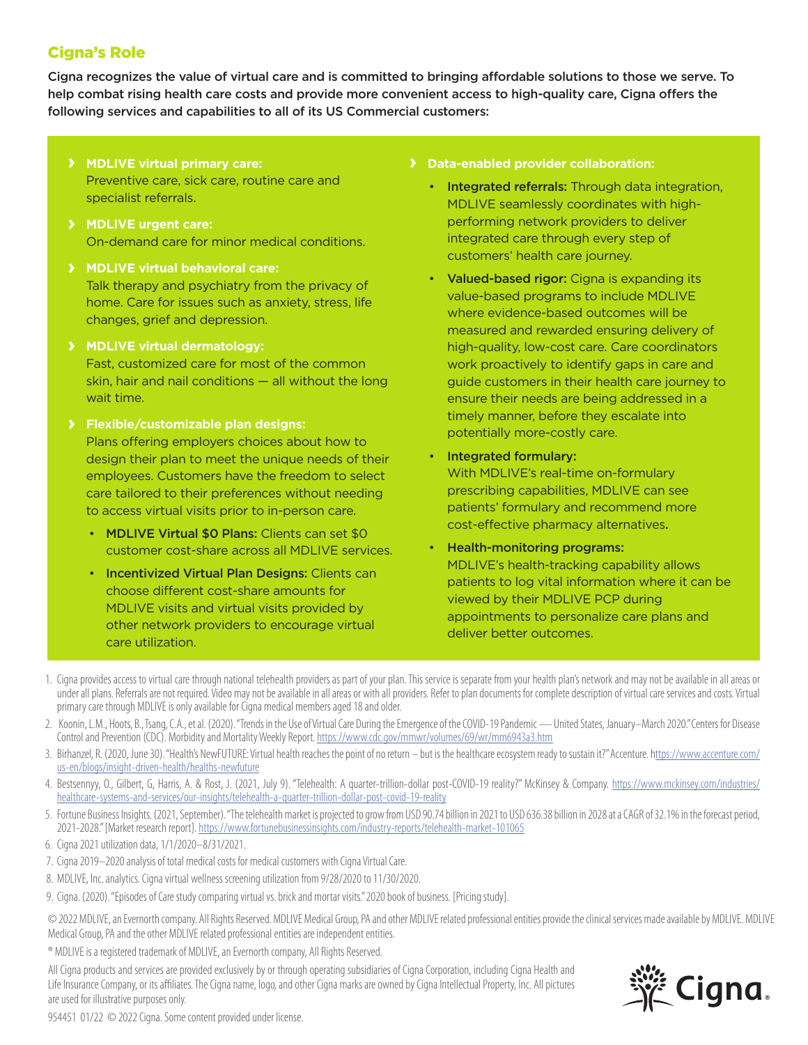## Cigna's Role

**Cigna recognizes the value of virtual care and is committed to bringing affordable solutions to those we serve. To help combat rising health care costs and provide more convenient access to high-quality care, Cigna offers the following services and capabilities to all of its US Commercial customers:**

- **MDLIVE virtual primary care:** Preventive care, sick care, routine care and specialist referrals.
- **MDLIVE urgent care:** On-demand care for minor medical conditions.
- **MDLIVE virtual behavioral care:** Talk therapy and psychiatry from the privacy of home. Care for issues such as anxiety, stress, life changes, grief and depression.
- **MDLIVE virtual dermatology:** Fast, customized care for most of the common skin, hair and nail conditions — all without the long wait time.
- **Flexible/customizable plan designs:** Plans offering employers choices about how to design their plan to meet the unique needs of their employees. Customers have the freedom to select care tailored to their preferences without needing to access virtual visits prior to in-person care.
  - **MDLIVE Virtual $0 Plans:** Clients can set $0 customer cost-share across all MDLIVE services.
  - **Incentivized Virtual Plan Designs:** Clients can choose different cost-share amounts for MDLIVE visits and virtual visits provided by other network providers to encourage virtual care utilization.
- **Data-enabled provider collaboration:**
  - **Integrated referrals:** Through data integration, MDLIVE seamlessly coordinates with high-performing network providers to deliver integrated care through every step of customers' health care journey.
  - **Valued-based rigor:** Cigna is expanding its value-based programs to include MDLIVE where evidence-based outcomes will be measured and rewarded ensuring delivery of high-quality, low-cost care. Care coordinators work proactively to identify gaps in care and guide customers in their health care journey to ensure their needs are being addressed in a timely manner, before they escalate into potentially more-costly care.
  - **Integrated formulary:** With MDLIVE's real-time on-formulary prescribing capabilities, MDLIVE can see patients' formulary and recommend more cost-effective pharmacy alternatives.
  - **Health-monitoring programs:** MDLIVE's health-tracking capability allows patients to log vital information where it can be viewed by their MDLIVE PCP during appointments to personalize care plans and deliver better outcomes.

1. Cigna provides access to virtual care through national telehealth providers as part of your plan. This service is separate from your health plan's network and may not be available in all areas or under all plans. Referrals are not required. Video may not be available in all areas or with all providers. Refer to plan documents for complete description of virtual care services and costs. Virtual primary care through MDLIVE is only available for Cigna medical members aged 18 and older.
2. Koonin, L.M., Hoots, B., Tsang, C.A., et al. (2020). "Trends in the Use of Virtual Care During the Emergence of the COVID-19 Pandemic — United States, January–March 2020." Centers for Disease Control and Prevention (CDC). Morbidity and Mortality Weekly Report. https://www.cdc.gov/mmwr/volumes/69/wr/mm6943a3.htm
3. Birhanzel, R. (2020, June 30). "Health's NewFUTURE: Virtual health reaches the point of no return – but is the healthcare ecosystem ready to sustain it?" Accenture. https://www.accenture.com/us-en/blogs/insight-driven-health/healths-newfuture
4. Bestsennyy, O., Gilbert, G, Harris, A. & Rost, J. (2021, July 9). "Telehealth: A quarter-trillion-dollar post-COVID-19 reality?" McKinsey & Company. https://www.mckinsey.com/industries/healthcare-systems-and-services/our-insights/telehealth-a-quarter-trillion-dollar-post-covid-19-reality
5. Fortune Business Insights. (2021, September). "The telehealth market is projected to grow from USD 90.74 billion in 2021 to USD 636.38 billion in 2028 at a CAGR of 32.1% in the forecast period, 2021-2028." [Market research report]. https://www.fortunebusinessinsights.com/industry-reports/telehealth-market-101065
6. Cigna 2021 utilization data, 1/1/2020–8/31/2021.
7. Cigna 2019–2020 analysis of total medical costs for medical customers with Cigna Virtual Care.
8. MDLIVE, Inc. analytics. Cigna virtual wellness screening utilization from 9/28/2020 to 11/30/2020.
9. Cigna. (2020). "Episodes of Care study comparing virtual vs. brick and mortar visits." 2020 book of business. [Pricing study].

© 2022 MDLIVE, an Evernorth company. All Rights Reserved. MDLIVE Medical Group, PA and other MDLIVE related professional entities provide the clinical services made available by MDLIVE. MDLIVE Medical Group, PA and the other MDLIVE related professional entities are independent entities.

® MDLIVE is a registered trademark of MDLIVE, an Evernorth company, All Rights Reserved.

All Cigna products and services are provided exclusively by or through operating subsidiaries of Cigna Corporation, including Cigna Health and Life Insurance Company, or its affiliates. The Cigna name, logo, and other Cigna marks are owned by Cigna Intellectual Property, Inc. All pictures are used for illustrative purposes only.

954451 01/22 © 2022 Cigna. Some content provided under license.